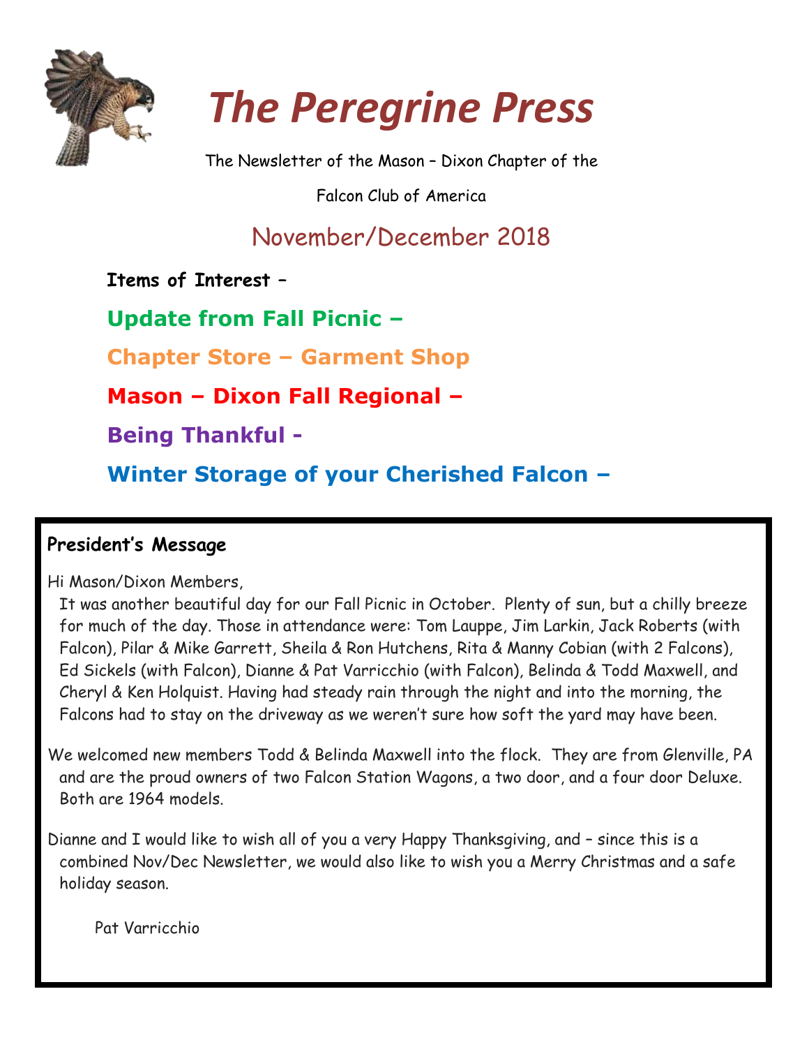# The Peregrine Press

The Newsletter of the Mason – Dixon Chapter of the

Falcon Club of America

## November/December 2018

**Items of Interest** –

**Update from Fall Picnic –**

**Chapter Store – Garment Shop**

**Mason – Dixon Fall Regional –**

**Being Thankful -**

**Winter Storage of your Cherished Falcon –**

### President's Message

Hi Mason/Dixon Members,

It was another beautiful day for our Fall Picnic in October. Plenty of sun, but a chilly breeze for much of the day. Those in attendance were: Tom Lauppe, Jim Larkin, Jack Roberts (with Falcon), Pilar & Mike Garrett, Sheila & Ron Hutchens, Rita & Manny Cobian (with 2 Falcons), Ed Sickels (with Falcon), Dianne & Pat Varricchio (with Falcon), Belinda & Todd Maxwell, and Cheryl & Ken Holquist. Having had steady rain through the night and into the morning, the Falcons had to stay on the driveway as we weren't sure how soft the yard may have been.

We welcomed new members Todd & Belinda Maxwell into the flock. They are from Glenville, PA and are the proud owners of two Falcon Station Wagons, a two door, and a four door Deluxe. Both are 1964 models.

Dianne and I would like to wish all of you a very Happy Thanksgiving, and – since this is a combined Nov/Dec Newsletter, we would also like to wish you a Merry Christmas and a safe holiday season.

Pat Varricchio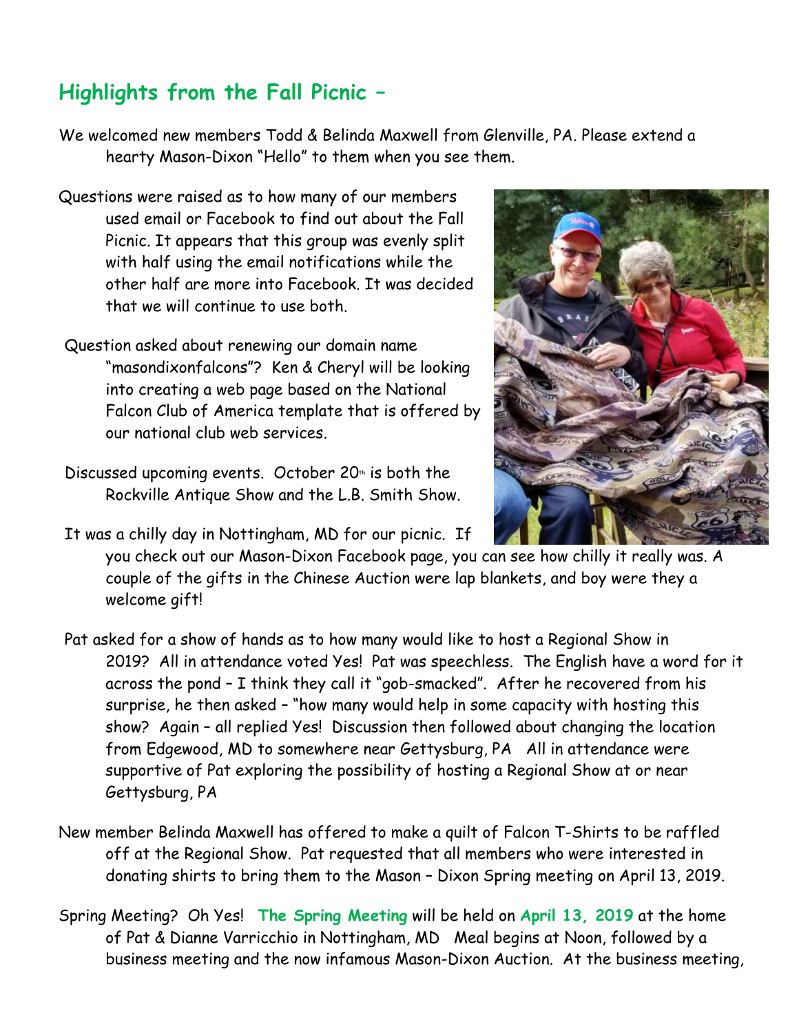## Highlights from the Fall Picnic –

We welcomed new members Todd & Belinda Maxwell from Glenville, PA. Please extend a hearty Mason-Dixon "Hello" to them when you see them.

Questions were raised as to how many of our members used email or Facebook to find out about the Fall Picnic. It appears that this group was evenly split with half using the email notifications while the other half are more into Facebook. It was decided that we will continue to use both.

Question asked about renewing our domain name "masondixonfalcons"? Ken & Cheryl will be looking into creating a web page based on the National Falcon Club of America template that is offered by our national club web services.

Discussed upcoming events. October 20th is both the Rockville Antique Show and the L.B. Smith Show.

It was a chilly day in Nottingham, MD for our picnic. If you check out our Mason-Dixon Facebook page, you can see how chilly it really was. A couple of the gifts in the Chinese Auction were lap blankets, and boy were they a welcome gift!

Pat asked for a show of hands as to how many would like to host a Regional Show in 2019? All in attendance voted Yes! Pat was speechless. The English have a word for it across the pond – I think they call it "gob-smacked". After he recovered from his surprise, he then asked – "how many would help in some capacity with hosting this show? Again – all replied Yes! Discussion then followed about changing the location from Edgewood, MD to somewhere near Gettysburg, PA All in attendance were supportive of Pat exploring the possibility of hosting a Regional Show at or near Gettysburg, PA

New member Belinda Maxwell has offered to make a quilt of Falcon T-Shirts to be raffled off at the Regional Show. Pat requested that all members who were interested in donating shirts to bring them to the Mason – Dixon Spring meeting on April 13, 2019.

Spring Meeting? Oh Yes! **The Spring Meeting** will be held on **April 13, 2019** at the home of Pat & Dianne Varricchio in Nottingham, MD Meal begins at Noon, followed by a business meeting and the now infamous Mason-Dixon Auction. At the business meeting,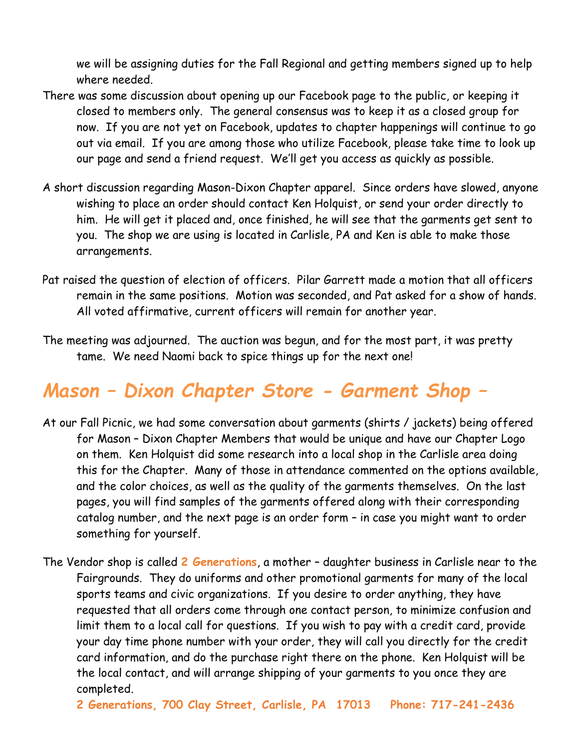we will be assigning duties for the Fall Regional and getting members signed up to help where needed.

There was some discussion about opening up our Facebook page to the public, or keeping it closed to members only. The general consensus was to keep it as a closed group for now. If you are not yet on Facebook, updates to chapter happenings will continue to go out via email. If you are among those who utilize Facebook, please take time to look up our page and send a friend request. We'll get you access as quickly as possible.

A short discussion regarding Mason-Dixon Chapter apparel. Since orders have slowed, anyone wishing to place an order should contact Ken Holquist, or send your order directly to him. He will get it placed and, once finished, he will see that the garments get sent to you. The shop we are using is located in Carlisle, PA and Ken is able to make those arrangements.

Pat raised the question of election of officers. Pilar Garrett made a motion that all officers remain in the same positions. Motion was seconded, and Pat asked for a show of hands. All voted affirmative, current officers will remain for another year.

The meeting was adjourned. The auction was begun, and for the most part, it was pretty tame. We need Naomi back to spice things up for the next one!

## *Mason – Dixon Chapter Store - Garment Shop –*

At our Fall Picnic, we had some conversation about garments (shirts / jackets) being offered for Mason – Dixon Chapter Members that would be unique and have our Chapter Logo on them. Ken Holquist did some research into a local shop in the Carlisle area doing this for the Chapter. Many of those in attendance commented on the options available, and the color choices, as well as the quality of the garments themselves. On the last pages, you will find samples of the garments offered along with their corresponding catalog number, and the next page is an order form – in case you might want to order something for yourself.

The Vendor shop is called **2 Generations**, a mother – daughter business in Carlisle near to the Fairgrounds. They do uniforms and other promotional garments for many of the local sports teams and civic organizations. If you desire to order anything, they have requested that all orders come through one contact person, to minimize confusion and limit them to a local call for questions. If you wish to pay with a credit card, provide your day time phone number with your order, they will call you directly for the credit card information, and do the purchase right there on the phone. Ken Holquist will be the local contact, and will arrange shipping of your garments to you once they are completed.

**2 Generations, 700 Clay Street, Carlisle, PA 17013 Phone: 717-241-2436**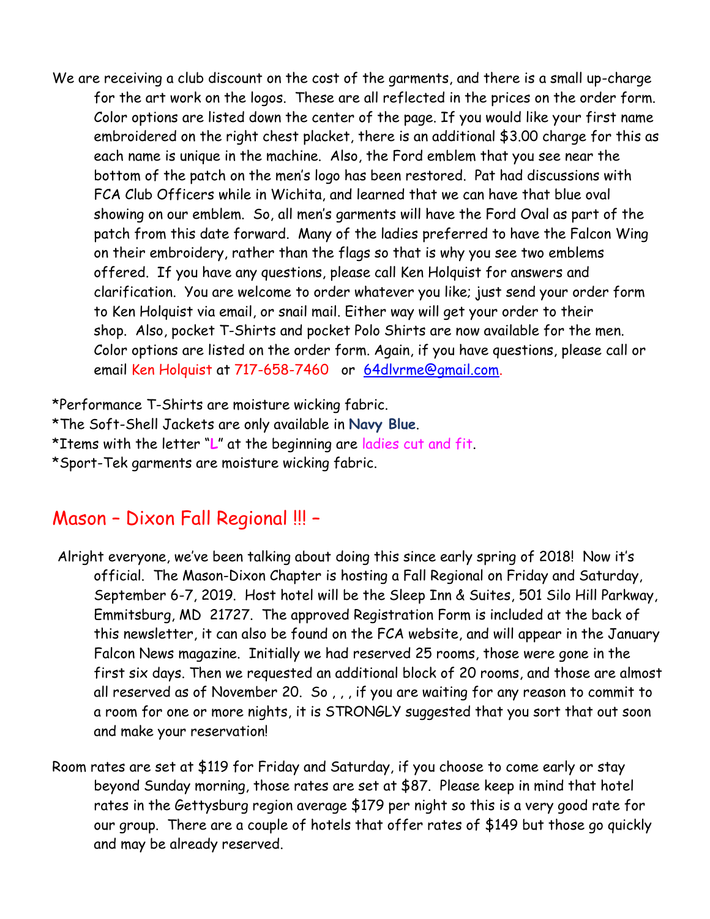We are receiving a club discount on the cost of the garments, and there is a small up-charge for the art work on the logos. These are all reflected in the prices on the order form. Color options are listed down the center of the page. If you would like your first name embroidered on the right chest placket, there is an additional $3.00 charge for this as each name is unique in the machine. Also, the Ford emblem that you see near the bottom of the patch on the men's logo has been restored. Pat had discussions with FCA Club Officers while in Wichita, and learned that we can have that blue oval showing on our emblem. So, all men's garments will have the Ford Oval as part of the patch from this date forward. Many of the ladies preferred to have the Falcon Wing on their embroidery, rather than the flags so that is why you see two emblems offered. If you have any questions, please call Ken Holquist for answers and clarification. You are welcome to order whatever you like; just send your order form to Ken Holquist via email, or snail mail. Either way will get your order to their shop. Also, pocket T-Shirts and pocket Polo Shirts are now available for the men. Color options are listed on the order form. Again, if you have questions, please call or email Ken Holquist at 717-658-7460 or 64dlvrme@gmail.com.

*Performance T-Shirts are moisture wicking fabric.
*The Soft-Shell Jackets are only available in **Navy Blue**.
*Items with the letter "**L**" at the beginning are ladies cut and fit.
*Sport-Tek garments are moisture wicking fabric.

## Mason – Dixon Fall Regional !!! –

Alright everyone, we've been talking about doing this since early spring of 2018! Now it's official. The Mason-Dixon Chapter is hosting a Fall Regional on Friday and Saturday, September 6-7, 2019. Host hotel will be the Sleep Inn & Suites, 501 Silo Hill Parkway, Emmitsburg, MD 21727. The approved Registration Form is included at the back of this newsletter, it can also be found on the FCA website, and will appear in the January Falcon News magazine. Initially we had reserved 25 rooms, those were gone in the first six days. Then we requested an additional block of 20 rooms, and those are almost all reserved as of November 20. So , , , if you are waiting for any reason to commit to a room for one or more nights, it is STRONGLY suggested that you sort that out soon and make your reservation!

Room rates are set at $119 for Friday and Saturday, if you choose to come early or stay beyond Sunday morning, those rates are set at $87. Please keep in mind that hotel rates in the Gettysburg region average $179 per night so this is a very good rate for our group. There are a couple of hotels that offer rates of $149 but those go quickly and may be already reserved.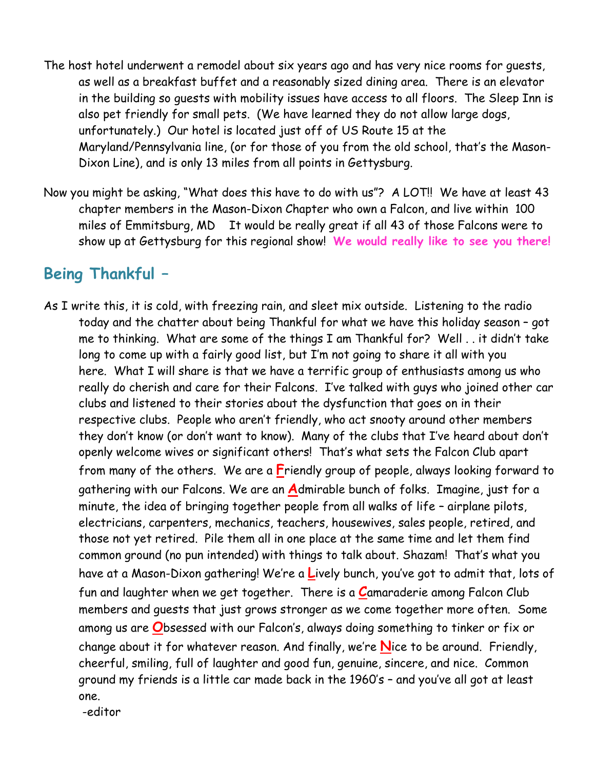The host hotel underwent a remodel about six years ago and has very nice rooms for guests, as well as a breakfast buffet and a reasonably sized dining area. There is an elevator in the building so guests with mobility issues have access to all floors. The Sleep Inn is also pet friendly for small pets. (We have learned they do not allow large dogs, unfortunately.) Our hotel is located just off of US Route 15 at the Maryland/Pennsylvania line, (or for those of you from the old school, that's the Mason-Dixon Line), and is only 13 miles from all points in Gettysburg.

Now you might be asking, "What does this have to do with us"? A LOT!! We have at least 43 chapter members in the Mason-Dixon Chapter who own a Falcon, and live within 100 miles of Emmitsburg, MD It would be really great if all 43 of those Falcons were to show up at Gettysburg for this regional show! **We would really like to see you there!**

## Being Thankful –

As I write this, it is cold, with freezing rain, and sleet mix outside. Listening to the radio today and the chatter about being Thankful for what we have this holiday season – got me to thinking. What are some of the things I am Thankful for? Well . . it didn't take long to come up with a fairly good list, but I'm not going to share it all with you here. What I will share is that we have a terrific group of enthusiasts among us who really do cherish and care for their Falcons. I've talked with guys who joined other car clubs and listened to their stories about the dysfunction that goes on in their respective clubs. People who aren't friendly, who act snooty around other members they don't know (or don't want to know). Many of the clubs that I've heard about don't openly welcome wives or significant others! That's what sets the Falcon Club apart from many of the others. We are a **F**riendly group of people, always looking forward to gathering with our Falcons. We are an **A**dmirable bunch of folks. Imagine, just for a minute, the idea of bringing together people from all walks of life – airplane pilots, electricians, carpenters, mechanics, teachers, housewives, sales people, retired, and those not yet retired. Pile them all in one place at the same time and let them find common ground (no pun intended) with things to talk about. Shazam! That's what you have at a Mason-Dixon gathering! We're a **L**ively bunch, you've got to admit that, lots of fun and laughter when we get together. There is a **C**amaraderie among Falcon Club members and guests that just grows stronger as we come together more often. Some among us are **O**bsessed with our Falcon's, always doing something to tinker or fix or change about it for whatever reason. And finally, we're **N**ice to be around. Friendly, cheerful, smiling, full of laughter and good fun, genuine, sincere, and nice. Common ground my friends is a little car made back in the 1960's – and you've all got at least one.

-editor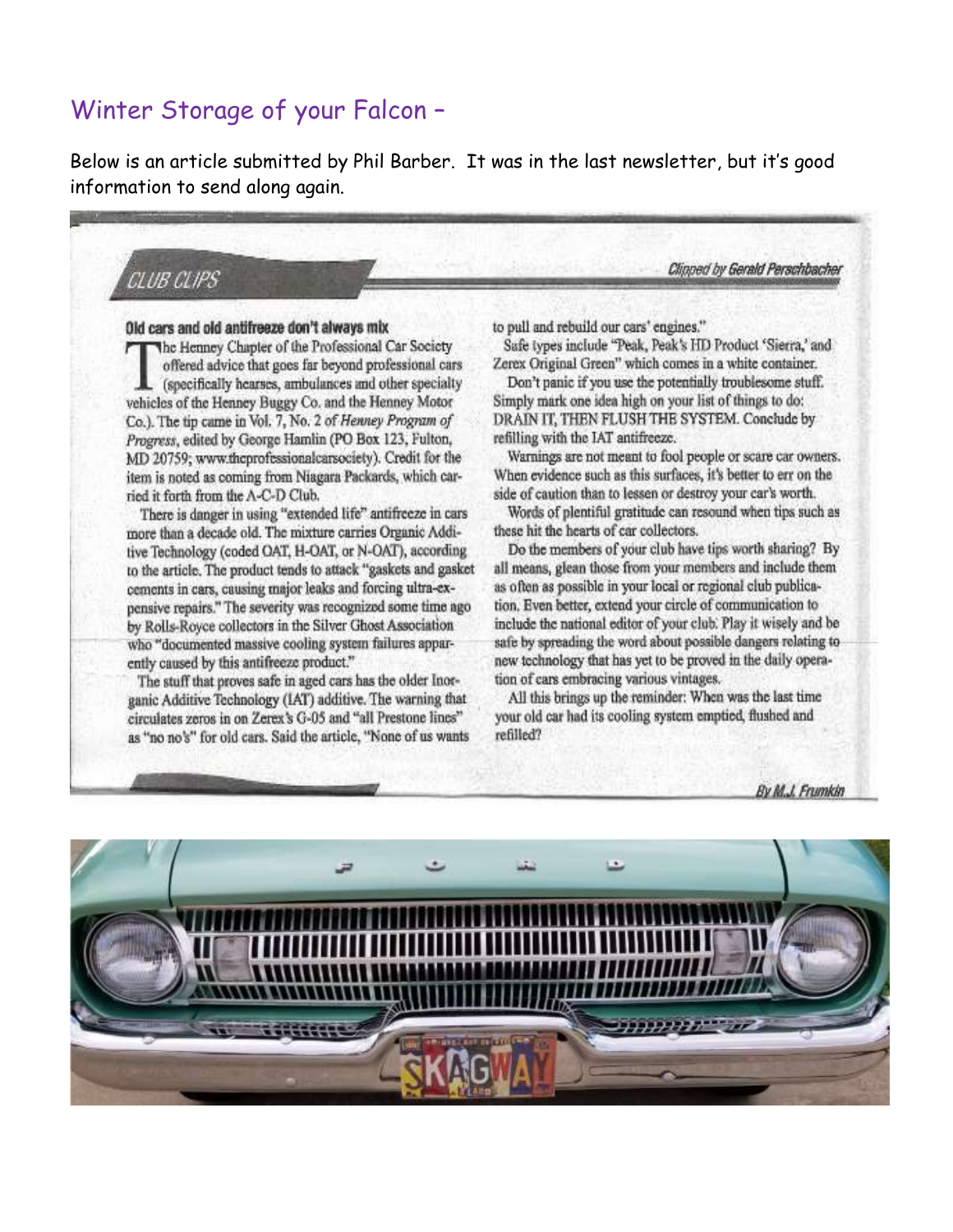# Winter Storage of your Falcon –

Below is an article submitted by Phil Barber. It was in the last newsletter, but it's good information to send along again.

## CLUB CLIPS

*Clipped by Gerald Perschbacher*

### Old cars and old antifreeze don't always mix

The Henney Chapter of the Professional Car Society offered advice that goes far beyond professional cars (specifically hearses, ambulances and other specialty vehicles of the Henney Buggy Co. and the Henney Motor Co.). The tip came in Vol. 7, No. 2 of *Henney Program of Progress*, edited by George Hamlin (PO Box 123, Fulton, MD 20759; www.theprofessionalcarsociety). Credit for the item is noted as coming from Niagara Packards, which carried it forth from the A-C-D Club.

There is danger in using "extended life" antifreeze in cars more than a decade old. The mixture carries Organic Additive Technology (coded OAT, H-OAT, or N-OAT), according to the article. The product tends to attack "gaskets and gasket cements in cars, causing major leaks and forcing ultra-expensive repairs." The severity was recognized some time ago by Rolls-Royce collectors in the Silver Ghost Association who "documented massive cooling system failures apparently caused by this antifreeze product."

The stuff that proves safe in aged cars has the older Inorganic Additive Technology (IAT) additive. The warning that circulates zeros in on Zerex's G-05 and "all Prestone lines" as "no no's" for old cars. Said the article, "None of us wants to pull and rebuild our cars' engines."

Safe types include "Peak, Peak's HD Product 'Sierra,' and Zerex Original Green" which comes in a white container.

Don't panic if you use the potentially troublesome stuff. Simply mark one idea high on your list of things to do: DRAIN IT, THEN FLUSH THE SYSTEM. Conclude by refilling with the IAT antifreeze.

Warnings are not meant to fool people or scare car owners. When evidence such as this surfaces, it's better to err on the side of caution than to lessen or destroy your car's worth.

Words of plentiful gratitude can resound when tips such as these hit the hearts of car collectors.

Do the members of your club have tips worth sharing? By all means, glean those from your members and include them as often as possible in your local or regional club publication. Even better, extend your circle of communication to include the national editor of your club. Play it wisely and be safe by spreading the word about possible dangers relating to new technology that has yet to be proved in the daily operation of cars embracing various vintages.

All this brings up the reminder: When was the last time your old car had its cooling system emptied, flushed and refilled?

*By M.J. Frumkin*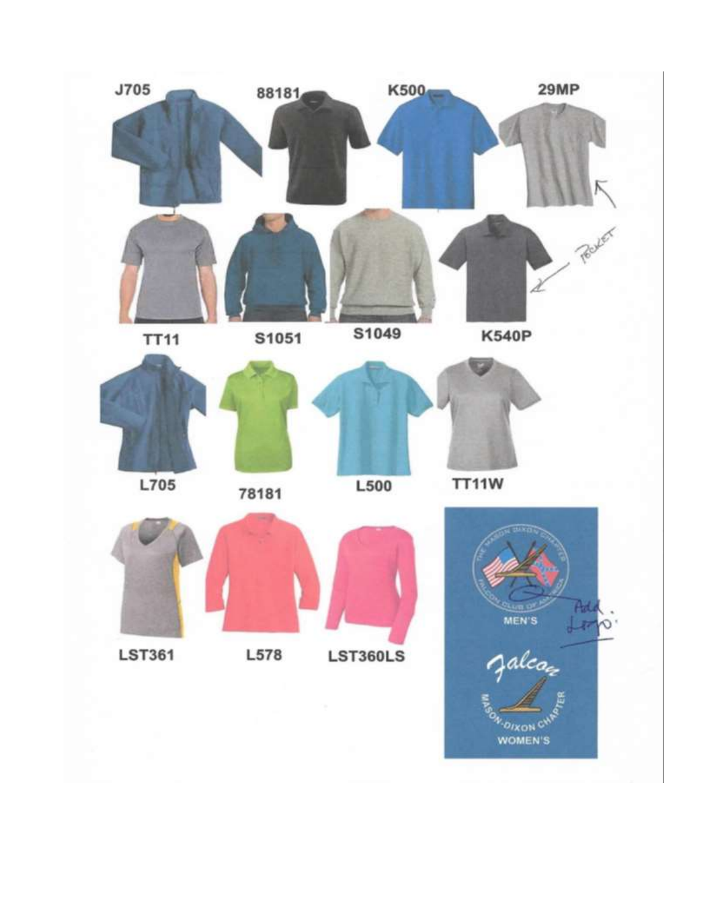J705

88181

K500

29MP

TT11

S1051

S1049

K540P

POCKET

L705

78181

L500

TT11W

LST361

L578

LST360LS

Add Logo:

THE MASON DIXON CHAPTER FALCON CLUB OF AMERICA

MEN'S

Falcon

MASON-DIXON CHAPTER

WOMEN'S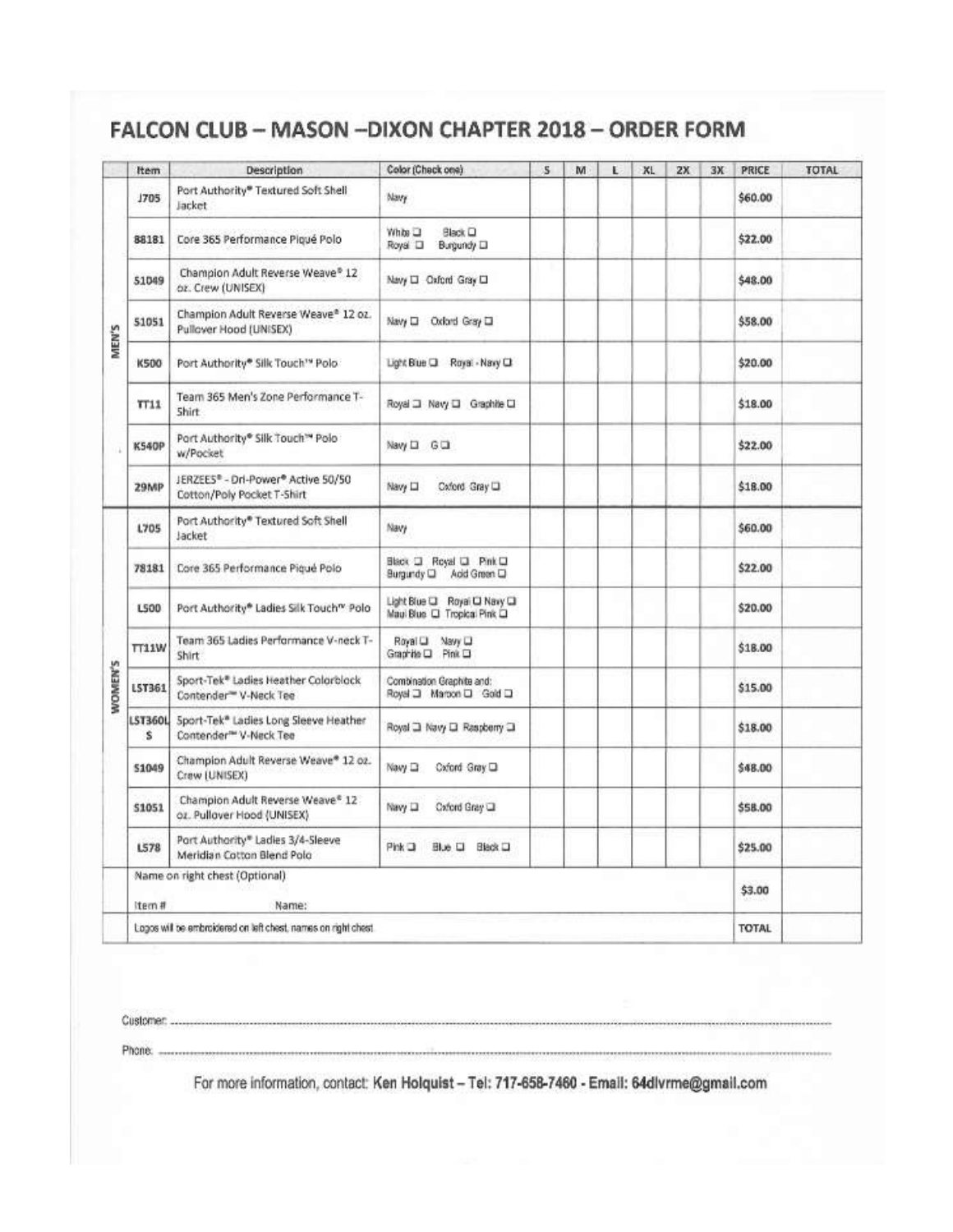# FALCON CLUB – MASON –DIXON CHAPTER 2018 – ORDER FORM

| | Item | Description | Color (Check one) | S | M | L | XL | 2X | 3X | PRICE | TOTAL |
|---|---|---|---|---|---|---|---|---|---|---|---|
| MEN'S | J705 | Port Authority® Textured Soft Shell Jacket | Navy | | | | | | | $60.00 | |
| | 88181 | Core 365 Performance Piqué Polo | White ☐ Black ☐ Royal ☐ Burgundy ☐ | | | | | | | $22.00 | |
| | S1049 | Champion Adult Reverse Weave® 12 oz. Crew (UNISEX) | Navy ☐ Oxford Gray ☐ | | | | | | | $48.00 | |
| | S1051 | Champion Adult Reverse Weave® 12 oz. Pullover Hood (UNISEX) | Navy ☐ Oxford Gray ☐ | | | | | | | $58.00 | |
| | K500 | Port Authority® Silk Touch™ Polo | Light Blue ☐ Royal - Navy ☐ | | | | | | | $20.00 | |
| | TT11 | Team 365 Men's Zone Performance T-Shirt | Royal ☐ Navy ☐ Graphite ☐ | | | | | | | $18.00 | |
| | K540P | Port Authority® Silk Touch™ Polo w/Pocket | Navy ☐ G ☐ | | | | | | | $22.00 | |
| | 29MP | JERZEES® - Dri-Power® Active 50/50 Cotton/Poly Pocket T-Shirt | Navy ☐ Oxford Gray ☐ | | | | | | | $18.00 | |
| WOMEN'S | L705 | Port Authority® Textured Soft Shell Jacket | Navy | | | | | | | $60.00 | |
| | 78181 | Core 365 Performance Piqué Polo | Black ☐ Royal ☐ Pink ☐ Burgundy ☐ Acid Green ☐ | | | | | | | $22.00 | |
| | L500 | Port Authority® Ladies Silk Touch™ Polo | Light Blue ☐ Royal ☐ Navy ☐ Maui Blue ☐ Tropical Pink ☐ | | | | | | | $20.00 | |
| | TT11W | Team 365 Ladies Performance V-neck T-Shirt | Royal ☐ Navy ☐ Graphite ☐ Pink ☐ | | | | | | | $18.00 | |
| | LST361 | Sport-Tek® Ladies Heather Colorblock Contender™ V-Neck Tee | Combination Graphite and: Royal ☐ Maroon ☐ Gold ☐ | | | | | | | $15.00 | |
| | LST360LS | Sport-Tek® Ladies Long Sleeve Heather Contender™ V-Neck Tee | Royal ☐ Navy ☐ Raspberry ☐ | | | | | | | $18.00 | |
| | S1049 | Champion Adult Reverse Weave® 12 oz. Crew (UNISEX) | Navy ☐ Oxford Gray ☐ | | | | | | | $48.00 | |
| | S1051 | Champion Adult Reverse Weave® 12 oz. Pullover Hood (UNISEX) | Navy ☐ Oxford Gray ☐ | | | | | | | $58.00 | |
| | L578 | Port Authority® Ladies 3/4-Sleeve Meridian Cotton Blend Polo | Pink ☐ Blue ☐ Black ☐ | | | | | | | $25.00 | |
| | Name on right chest (Optional) Item # Name: | | | | | | | | | $3.00 | |
| | Logos will be embroidered on left chest, names on right chest | | | | | | | | | TOTAL | |

Customer: ..............................................................................................................

Phone: ..............................................................................................................

For more information, contact: Ken Holquist – Tel: 717-658-7460 - Email: 64dlvrme@gmail.com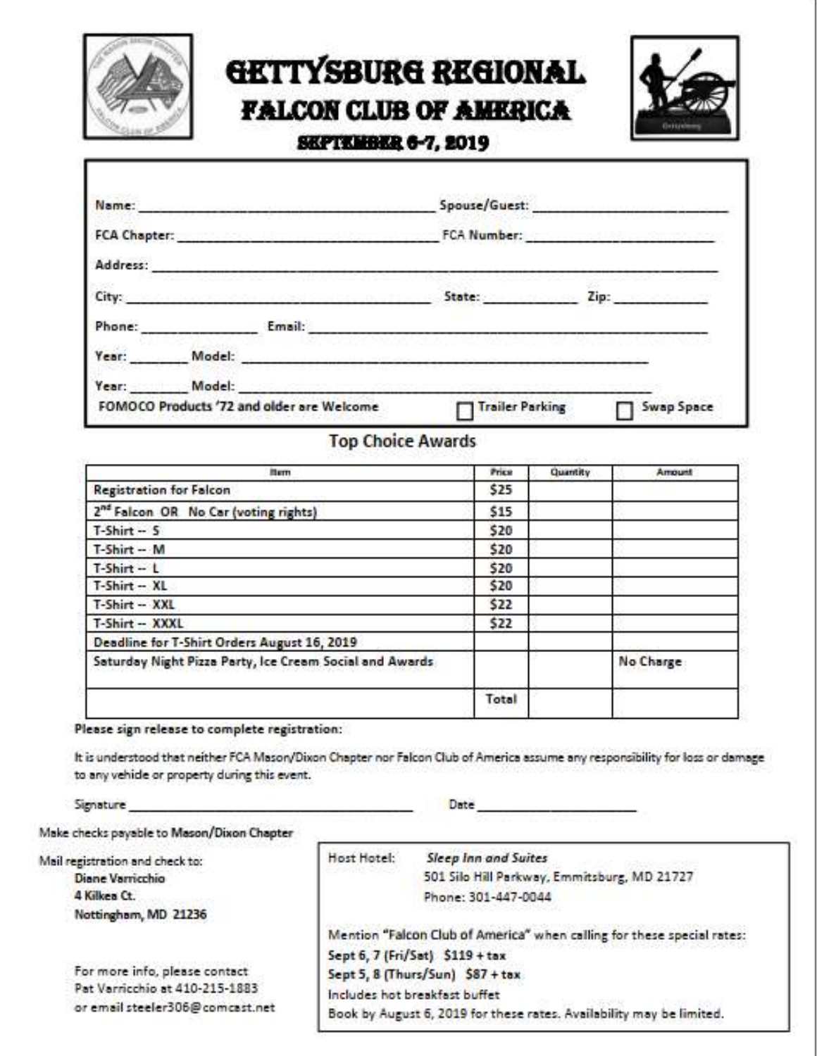# GETTYSBURG REGIONAL

## FALCON CLUB OF AMERICA

### SEPTEMBER 6-7, 2019

Name: ______________________________ Spouse/Guest: ______________________

FCA Chapter: ___________________________ FCA Number: ______________________

Address: ____________________________________________________________

City: ______________________________ State: __________ Zip: __________

Phone: ______________ Email: ________________________________________

Year: _______ Model: __________________________________________

Year: _______ Model: __________________________________________

FOMOCO Products '72 and older are Welcome ☐ Trailer Parking ☐ Swap Space

## Top Choice Awards

| Item | Price | Quantity | Amount |
|---|---|---|---|
| Registration for Falcon | $25 | | |
| 2nd Falcon OR No Car (voting rights) | $15 | | |
| T-Shirt -- S | $20 | | |
| T-Shirt -- M | $20 | | |
| T-Shirt -- L | $20 | | |
| T-Shirt -- XL | $20 | | |
| T-Shirt -- XXL | $22 | | |
| T-Shirt -- XXXL | $22 | | |
| Deadline for T-Shirt Orders August 16, 2019 | | | |
| Saturday Night Pizza Party, Ice Cream Social and Awards | | | No Charge |
| | Total | | |

**Please sign release to complete registration:**

It is understood that neither FCA Mason/Dixon Chapter nor Falcon Club of America assume any responsibility for loss or damage to any vehicle or property during this event.

Signature ______________________________ Date ____________________

Make checks payable to **Mason/Dixon Chapter**

Mail registration and check to:
**Diane Varricchio**
**4 Kilkea Ct.**
**Nottingham, MD 21236**

For more info, please contact Pat Varricchio at 410-215-1883 or email steeler306@comcast.net

Host Hotel: ***Sleep Inn and Suites***
501 Silo Hill Parkway, Emmitsburg, MD 21727
Phone: 301-447-0044

Mention "Falcon Club of America" when calling for these special rates:
**Sept 6, 7 (Fri/Sat) $119 + tax**
**Sept 5, 8 (Thurs/Sun) $87 + tax**
Includes hot breakfast buffet
Book by August 6, 2019 for these rates. Availability may be limited.